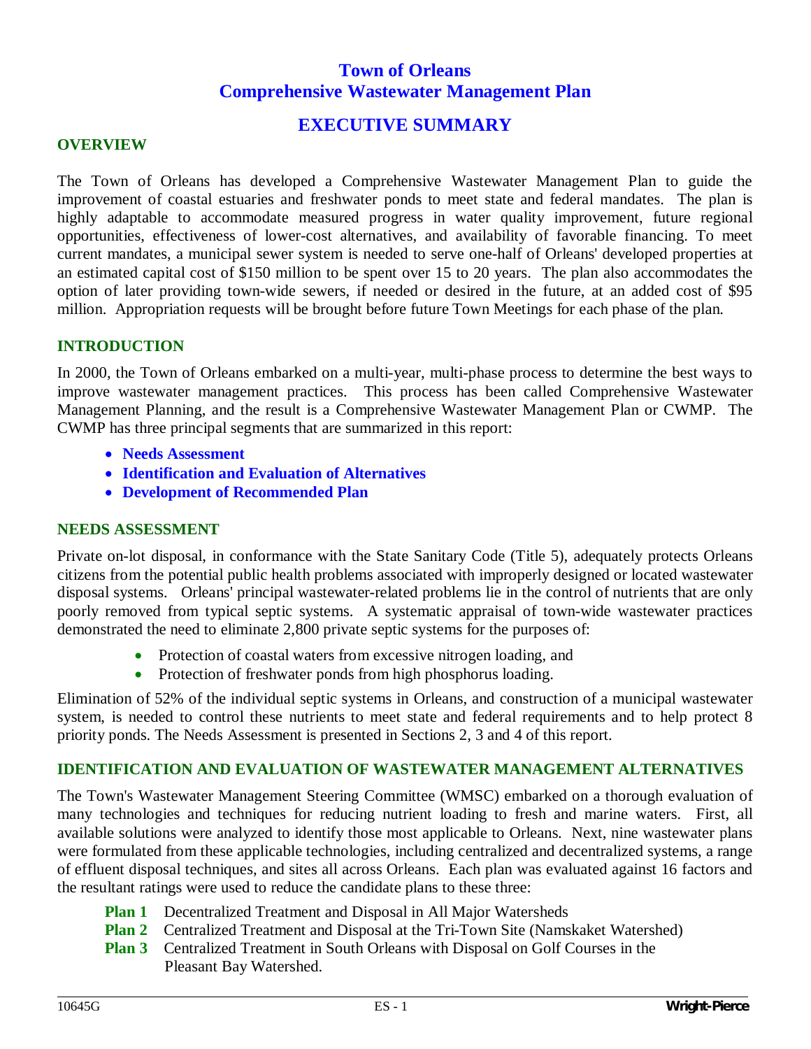# Town of Orleans
# Comprehensive Wastewater Management Plan

## EXECUTIVE SUMMARY

### OVERVIEW

The Town of Orleans has developed a Comprehensive Wastewater Management Plan to guide the improvement of coastal estuaries and freshwater ponds to meet state and federal mandates. The plan is highly adaptable to accommodate measured progress in water quality improvement, future regional opportunities, effectiveness of lower-cost alternatives, and availability of favorable financing. To meet current mandates, a municipal sewer system is needed to serve one-half of Orleans' developed properties at an estimated capital cost of $150 million to be spent over 15 to 20 years. The plan also accommodates the option of later providing town-wide sewers, if needed or desired in the future, at an added cost of $95 million. Appropriation requests will be brought before future Town Meetings for each phase of the plan.

### INTRODUCTION

In 2000, the Town of Orleans embarked on a multi-year, multi-phase process to determine the best ways to improve wastewater management practices. This process has been called Comprehensive Wastewater Management Planning, and the result is a Comprehensive Wastewater Management Plan or CWMP. The CWMP has three principal segments that are summarized in this report:

- **Needs Assessment**
- **Identification and Evaluation of Alternatives**
- **Development of Recommended Plan**

### NEEDS ASSESSMENT

Private on-lot disposal, in conformance with the State Sanitary Code (Title 5), adequately protects Orleans citizens from the potential public health problems associated with improperly designed or located wastewater disposal systems. Orleans' principal wastewater-related problems lie in the control of nutrients that are only poorly removed from typical septic systems. A systematic appraisal of town-wide wastewater practices demonstrated the need to eliminate 2,800 private septic systems for the purposes of:

- Protection of coastal waters from excessive nitrogen loading, and
- Protection of freshwater ponds from high phosphorus loading.

Elimination of 52% of the individual septic systems in Orleans, and construction of a municipal wastewater system, is needed to control these nutrients to meet state and federal requirements and to help protect 8 priority ponds. The Needs Assessment is presented in Sections 2, 3 and 4 of this report.

### IDENTIFICATION AND EVALUATION OF WASTEWATER MANAGEMENT ALTERNATIVES

The Town's Wastewater Management Steering Committee (WMSC) embarked on a thorough evaluation of many technologies and techniques for reducing nutrient loading to fresh and marine waters. First, all available solutions were analyzed to identify those most applicable to Orleans. Next, nine wastewater plans were formulated from these applicable technologies, including centralized and decentralized systems, a range of effluent disposal techniques, and sites all across Orleans. Each plan was evaluated against 16 factors and the resultant ratings were used to reduce the candidate plans to these three:

**Plan 1** Decentralized Treatment and Disposal in All Major Watersheds
**Plan 2** Centralized Treatment and Disposal at the Tri-Town Site (Namskaket Watershed)
**Plan 3** Centralized Treatment in South Orleans with Disposal on Golf Courses in the Pleasant Bay Watershed.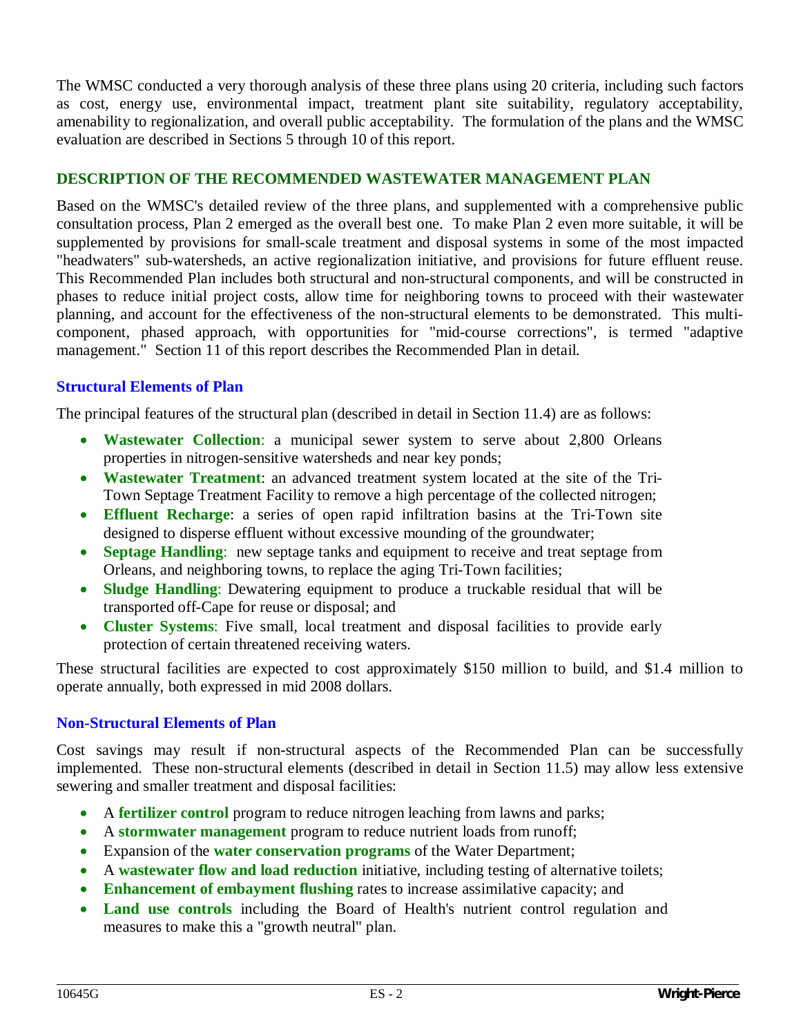The WMSC conducted a very thorough analysis of these three plans using 20 criteria, including such factors as cost, energy use, environmental impact, treatment plant site suitability, regulatory acceptability, amenability to regionalization, and overall public acceptability. The formulation of the plans and the WMSC evaluation are described in Sections 5 through 10 of this report.

## DESCRIPTION OF THE RECOMMENDED WASTEWATER MANAGEMENT PLAN

Based on the WMSC's detailed review of the three plans, and supplemented with a comprehensive public consultation process, Plan 2 emerged as the overall best one. To make Plan 2 even more suitable, it will be supplemented by provisions for small-scale treatment and disposal systems in some of the most impacted "headwaters" sub-watersheds, an active regionalization initiative, and provisions for future effluent reuse. This Recommended Plan includes both structural and non-structural components, and will be constructed in phases to reduce initial project costs, allow time for neighboring towns to proceed with their wastewater planning, and account for the effectiveness of the non-structural elements to be demonstrated. This multi-component, phased approach, with opportunities for "mid-course corrections", is termed "adaptive management." Section 11 of this report describes the Recommended Plan in detail.

### Structural Elements of Plan

The principal features of the structural plan (described in detail in Section 11.4) are as follows:

- **Wastewater Collection**: a municipal sewer system to serve about 2,800 Orleans properties in nitrogen-sensitive watersheds and near key ponds;
- **Wastewater Treatment**: an advanced treatment system located at the site of the Tri-Town Septage Treatment Facility to remove a high percentage of the collected nitrogen;
- **Effluent Recharge**: a series of open rapid infiltration basins at the Tri-Town site designed to disperse effluent without excessive mounding of the groundwater;
- **Septage Handling**: new septage tanks and equipment to receive and treat septage from Orleans, and neighboring towns, to replace the aging Tri-Town facilities;
- **Sludge Handling**: Dewatering equipment to produce a truckable residual that will be transported off-Cape for reuse or disposal; and
- **Cluster Systems**: Five small, local treatment and disposal facilities to provide early protection of certain threatened receiving waters.

These structural facilities are expected to cost approximately $150 million to build, and $1.4 million to operate annually, both expressed in mid 2008 dollars.

### Non-Structural Elements of Plan

Cost savings may result if non-structural aspects of the Recommended Plan can be successfully implemented. These non-structural elements (described in detail in Section 11.5) may allow less extensive sewering and smaller treatment and disposal facilities:

- A **fertilizer control** program to reduce nitrogen leaching from lawns and parks;
- A **stormwater management** program to reduce nutrient loads from runoff;
- Expansion of the **water conservation programs** of the Water Department;
- A **wastewater flow and load reduction** initiative, including testing of alternative toilets;
- **Enhancement of embayment flushing** rates to increase assimilative capacity; and
- **Land use controls** including the Board of Health's nutrient control regulation and measures to make this a "growth neutral" plan.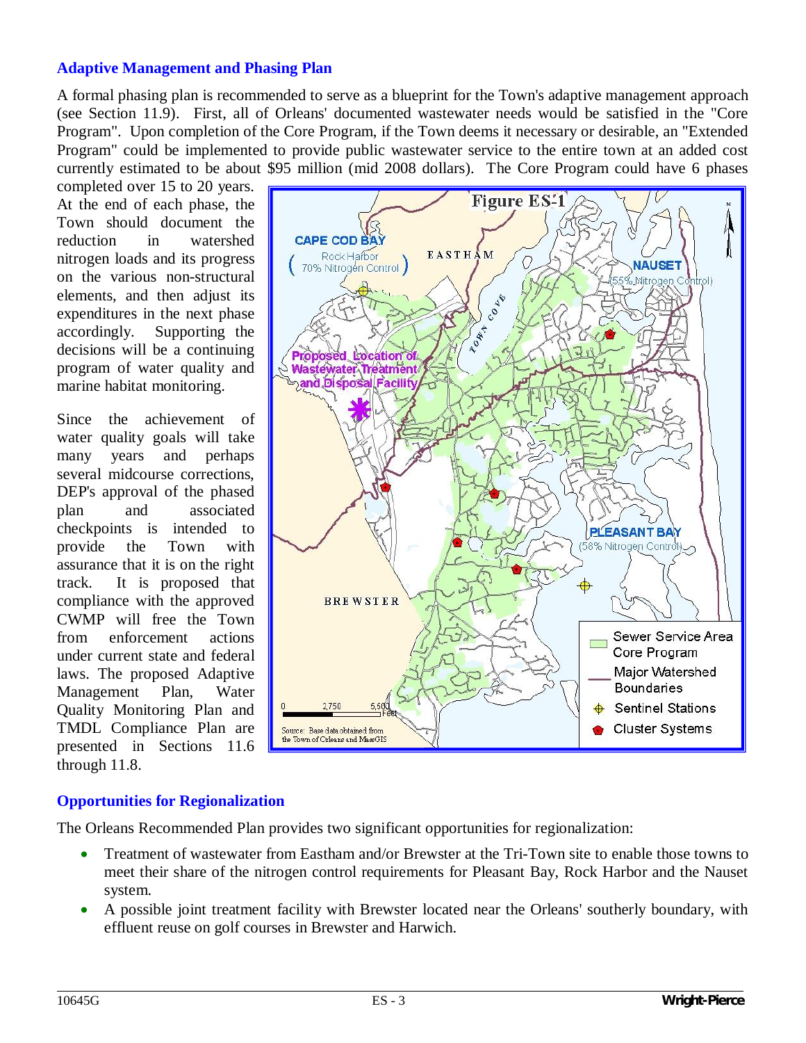## Adaptive Management and Phasing Plan

A formal phasing plan is recommended to serve as a blueprint for the Town's adaptive management approach (see Section 11.9). First, all of Orleans' documented wastewater needs would be satisfied in the "Core Program". Upon completion of the Core Program, if the Town deems it necessary or desirable, an "Extended Program" could be implemented to provide public wastewater service to the entire town at an added cost currently estimated to be about $95 million (mid 2008 dollars). The Core Program could have 6 phases completed over 15 to 20 years. At the end of each phase, the Town should document the reduction in watershed nitrogen loads and its progress on the various non-structural elements, and then adjust its expenditures in the next phase accordingly. Supporting the decisions will be a continuing program of water quality and marine habitat monitoring.

Since the achievement of water quality goals will take many years and perhaps several midcourse corrections, DEP's approval of the phased plan and associated checkpoints is intended to provide the Town with assurance that it is on the right track. It is proposed that compliance with the approved CWMP will free the Town from enforcement actions under current state and federal laws. The proposed Adaptive Management Plan, Water Quality Monitoring Plan and TMDL Compliance Plan are presented in Sections 11.6 through 11.8.

Figure ES-1

## Opportunities for Regionalization

The Orleans Recommended Plan provides two significant opportunities for regionalization:

- Treatment of wastewater from Eastham and/or Brewster at the Tri-Town site to enable those towns to meet their share of the nitrogen control requirements for Pleasant Bay, Rock Harbor and the Nauset system.
- A possible joint treatment facility with Brewster located near the Orleans' southerly boundary, with effluent reuse on golf courses in Brewster and Harwich.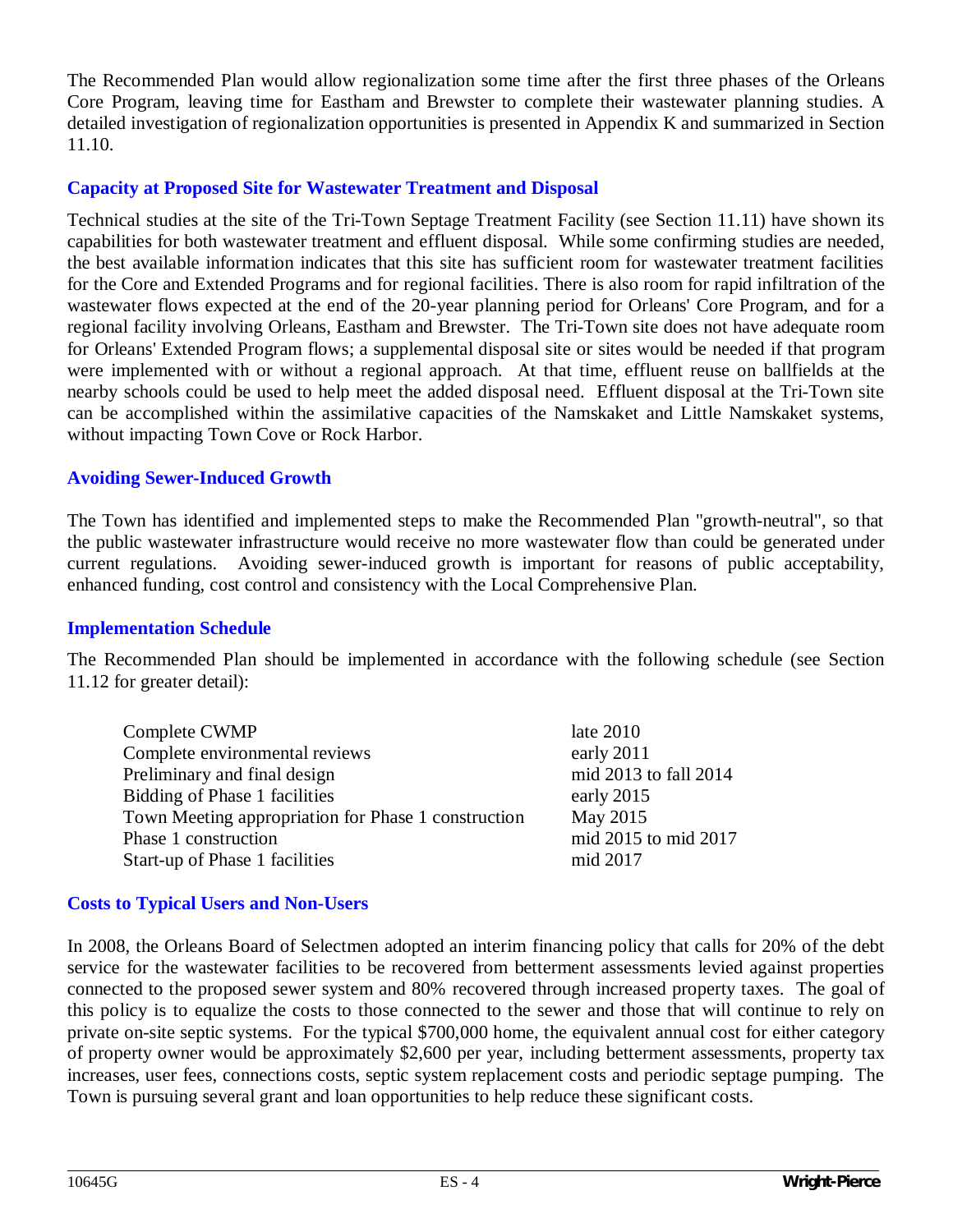The Recommended Plan would allow regionalization some time after the first three phases of the Orleans Core Program, leaving time for Eastham and Brewster to complete their wastewater planning studies. A detailed investigation of regionalization opportunities is presented in Appendix K and summarized in Section 11.10.

### Capacity at Proposed Site for Wastewater Treatment and Disposal

Technical studies at the site of the Tri-Town Septage Treatment Facility (see Section 11.11) have shown its capabilities for both wastewater treatment and effluent disposal. While some confirming studies are needed, the best available information indicates that this site has sufficient room for wastewater treatment facilities for the Core and Extended Programs and for regional facilities. There is also room for rapid infiltration of the wastewater flows expected at the end of the 20-year planning period for Orleans' Core Program, and for a regional facility involving Orleans, Eastham and Brewster. The Tri-Town site does not have adequate room for Orleans' Extended Program flows; a supplemental disposal site or sites would be needed if that program were implemented with or without a regional approach. At that time, effluent reuse on ballfields at the nearby schools could be used to help meet the added disposal need. Effluent disposal at the Tri-Town site can be accomplished within the assimilative capacities of the Namskaket and Little Namskaket systems, without impacting Town Cove or Rock Harbor.

### Avoiding Sewer-Induced Growth

The Town has identified and implemented steps to make the Recommended Plan "growth-neutral", so that the public wastewater infrastructure would receive no more wastewater flow than could be generated under current regulations. Avoiding sewer-induced growth is important for reasons of public acceptability, enhanced funding, cost control and consistency with the Local Comprehensive Plan.

### Implementation Schedule

The Recommended Plan should be implemented in accordance with the following schedule (see Section 11.12 for greater detail):

| | |
|---|---|
| Complete CWMP | late 2010 |
| Complete environmental reviews | early 2011 |
| Preliminary and final design | mid 2013 to fall 2014 |
| Bidding of Phase 1 facilities | early 2015 |
| Town Meeting appropriation for Phase 1 construction | May 2015 |
| Phase 1 construction | mid 2015 to mid 2017 |
| Start-up of Phase 1 facilities | mid 2017 |

### Costs to Typical Users and Non-Users

In 2008, the Orleans Board of Selectmen adopted an interim financing policy that calls for 20% of the debt service for the wastewater facilities to be recovered from betterment assessments levied against properties connected to the proposed sewer system and 80% recovered through increased property taxes. The goal of this policy is to equalize the costs to those connected to the sewer and those that will continue to rely on private on-site septic systems. For the typical $700,000 home, the equivalent annual cost for either category of property owner would be approximately $2,600 per year, including betterment assessments, property tax increases, user fees, connections costs, septic system replacement costs and periodic septage pumping. The Town is pursuing several grant and loan opportunities to help reduce these significant costs.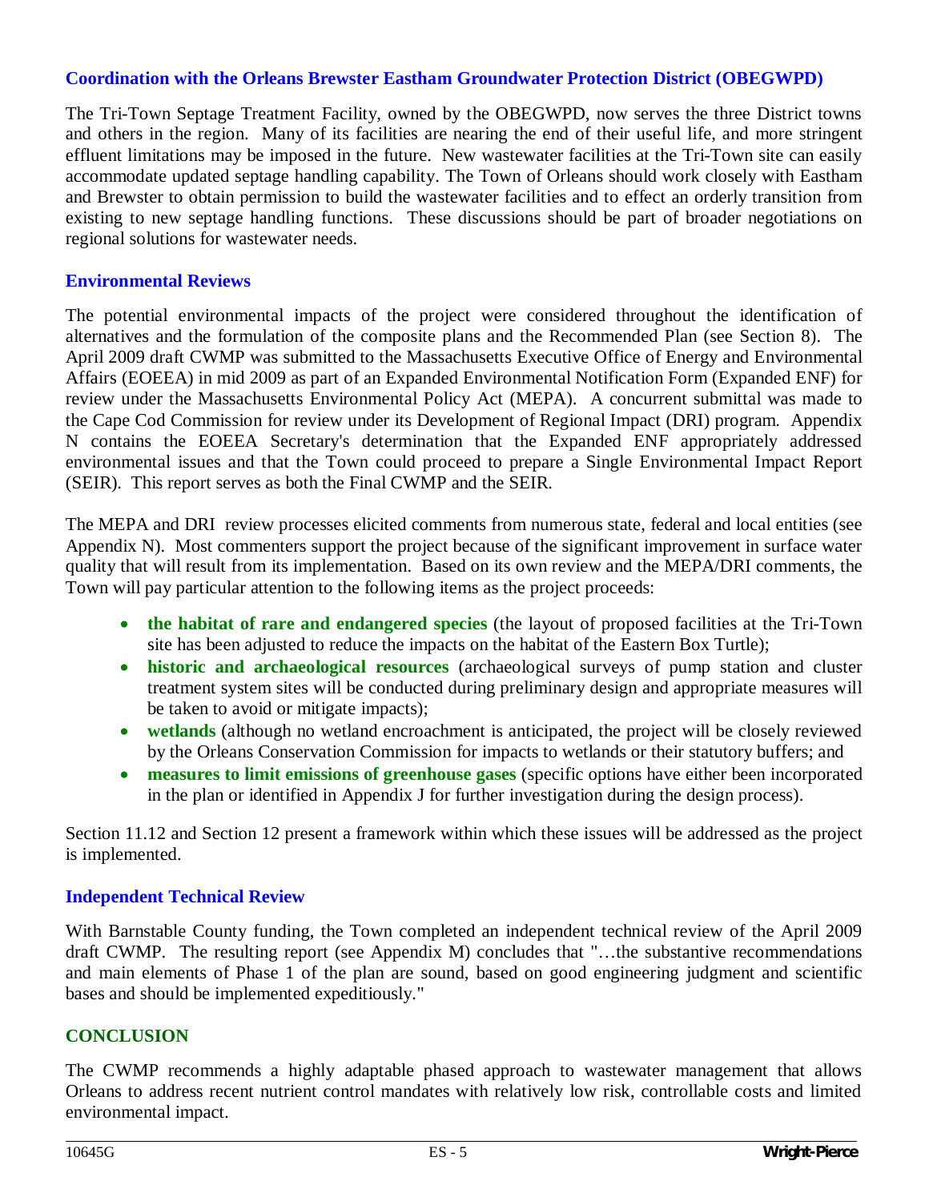### Coordination with the Orleans Brewster Eastham Groundwater Protection District (OBEGWPD)

The Tri-Town Septage Treatment Facility, owned by the OBEGWPD, now serves the three District towns and others in the region. Many of its facilities are nearing the end of their useful life, and more stringent effluent limitations may be imposed in the future. New wastewater facilities at the Tri-Town site can easily accommodate updated septage handling capability. The Town of Orleans should work closely with Eastham and Brewster to obtain permission to build the wastewater facilities and to effect an orderly transition from existing to new septage handling functions. These discussions should be part of broader negotiations on regional solutions for wastewater needs.

### Environmental Reviews

The potential environmental impacts of the project were considered throughout the identification of alternatives and the formulation of the composite plans and the Recommended Plan (see Section 8). The April 2009 draft CWMP was submitted to the Massachusetts Executive Office of Energy and Environmental Affairs (EOEEA) in mid 2009 as part of an Expanded Environmental Notification Form (Expanded ENF) for review under the Massachusetts Environmental Policy Act (MEPA). A concurrent submittal was made to the Cape Cod Commission for review under its Development of Regional Impact (DRI) program. Appendix N contains the EOEEA Secretary's determination that the Expanded ENF appropriately addressed environmental issues and that the Town could proceed to prepare a Single Environmental Impact Report (SEIR). This report serves as both the Final CWMP and the SEIR.

The MEPA and DRI review processes elicited comments from numerous state, federal and local entities (see Appendix N). Most commenters support the project because of the significant improvement in surface water quality that will result from its implementation. Based on its own review and the MEPA/DRI comments, the Town will pay particular attention to the following items as the project proceeds:

- **the habitat of rare and endangered species** (the layout of proposed facilities at the Tri-Town site has been adjusted to reduce the impacts on the habitat of the Eastern Box Turtle);
- **historic and archaeological resources** (archaeological surveys of pump station and cluster treatment system sites will be conducted during preliminary design and appropriate measures will be taken to avoid or mitigate impacts);
- **wetlands** (although no wetland encroachment is anticipated, the project will be closely reviewed by the Orleans Conservation Commission for impacts to wetlands or their statutory buffers; and
- **measures to limit emissions of greenhouse gases** (specific options have either been incorporated in the plan or identified in Appendix J for further investigation during the design process).

Section 11.12 and Section 12 present a framework within which these issues will be addressed as the project is implemented.

### Independent Technical Review

With Barnstable County funding, the Town completed an independent technical review of the April 2009 draft CWMP. The resulting report (see Appendix M) concludes that "…the substantive recommendations and main elements of Phase 1 of the plan are sound, based on good engineering judgment and scientific bases and should be implemented expeditiously."

## CONCLUSION

The CWMP recommends a highly adaptable phased approach to wastewater management that allows Orleans to address recent nutrient control mandates with relatively low risk, controllable costs and limited environmental impact.